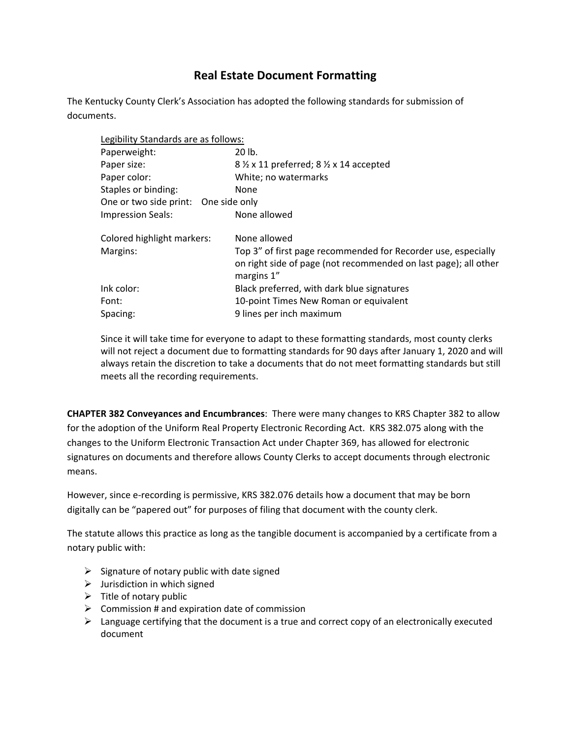# Real Estate Document Formatting

The Kentucky County Clerk's Association has adopted the following standards for submission of documents.

<u>Legibility Standards are as follows:</u>

| | |
|---|---|
| Paperweight: | 20 lb. |
| Paper size: | 8 ½ x 11 preferred; 8 ½ x 14 accepted |
| Paper color: | White; no watermarks |
| Staples or binding: | None |
| One or two side print: | One side only |
| Impression Seals: | None allowed |
| Colored highlight markers: | None allowed |
| Margins: | Top 3" of first page recommended for Recorder use, especially on right side of page (not recommended on last page); all other margins 1" |
| Ink color: | Black preferred, with dark blue signatures |
| Font: | 10-point Times New Roman or equivalent |
| Spacing: | 9 lines per inch maximum |

Since it will take time for everyone to adapt to these formatting standards, most county clerks will not reject a document due to formatting standards for 90 days after January 1, 2020 and will always retain the discretion to take a documents that do not meet formatting standards but still meets all the recording requirements.

**CHAPTER 382 Conveyances and Encumbrances**: There were many changes to KRS Chapter 382 to allow for the adoption of the Uniform Real Property Electronic Recording Act. KRS 382.075 along with the changes to the Uniform Electronic Transaction Act under Chapter 369, has allowed for electronic signatures on documents and therefore allows County Clerks to accept documents through electronic means.

However, since e-recording is permissive, KRS 382.076 details how a document that may be born digitally can be "papered out" for purposes of filing that document with the county clerk.

The statute allows this practice as long as the tangible document is accompanied by a certificate from a notary public with:

- Signature of notary public with date signed
- Jurisdiction in which signed
- Title of notary public
- Commission # and expiration date of commission
- Language certifying that the document is a true and correct copy of an electronically executed document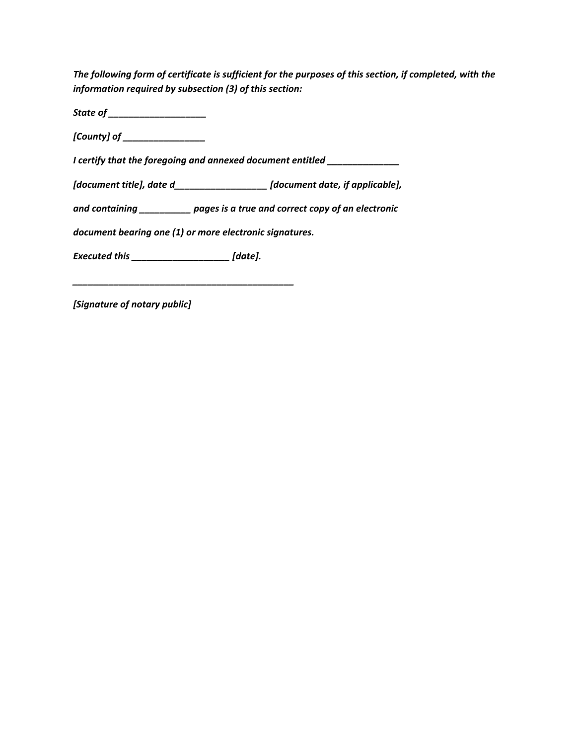*The following form of certificate is sufficient for the purposes of this section, if completed, with the information required by subsection (3) of this section:*

*State of ___________________*

*[County] of ________________*

*I certify that the foregoing and annexed document entitled ______________*

*[document title], date d__________________ [document date, if applicable],*

*and containing __________ pages is a true and correct copy of an electronic*

*document bearing one (1) or more electronic signatures.*

*Executed this ___________________ [date].*

*___________________________________________*

*[Signature of notary public]*